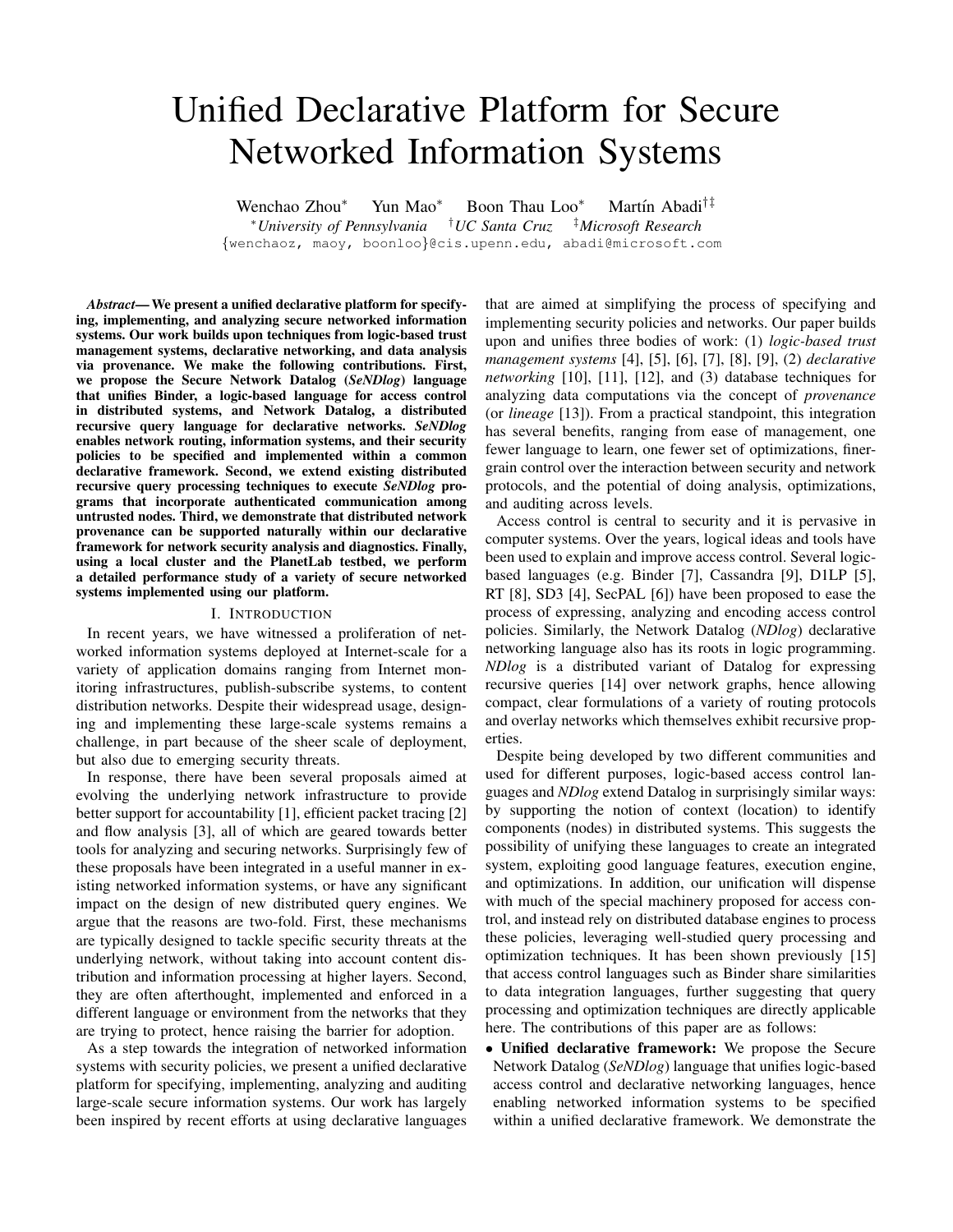# Unified Declarative Platform for Secure Networked Information Systems

Wenchao Zhou[*] Yun Mao[*] Boon Thau Loo[*] Martín Abadi[†‡]

[*]*University of Pennsylvania* [†]*UC Santa Cruz* [‡]*Microsoft Research*

{wenchaoz, maoy, boonloo}@cis.upenn.edu, abadi@microsoft.com

***Abstract*— We present a unified declarative platform for specifying, implementing, and analyzing secure networked information systems. Our work builds upon techniques from logic-based trust management systems, declarative networking, and data analysis via provenance. We make the following contributions. First, we propose the Secure Network Datalog (*SeNDlog*) language that unifies Binder, a logic-based language for access control in distributed systems, and Network Datalog, a distributed recursive query language for declarative networks. *SeNDlog* enables network routing, information systems, and their security policies to be specified and implemented within a common declarative framework. Second, we extend existing distributed recursive query processing techniques to execute *SeNDlog* programs that incorporate authenticated communication among untrusted nodes. Third, we demonstrate that distributed network provenance can be supported naturally within our declarative framework for network security analysis and diagnostics. Finally, using a local cluster and the PlanetLab testbed, we perform a detailed performance study of a variety of secure networked systems implemented using our platform.**

## I. Introduction

In recent years, we have witnessed a proliferation of networked information systems deployed at Internet-scale for a variety of application domains ranging from Internet monitoring infrastructures, publish-subscribe systems, to content distribution networks. Despite their widespread usage, designing and implementing these large-scale systems remains a challenge, in part because of the sheer scale of deployment, but also due to emerging security threats.

In response, there have been several proposals aimed at evolving the underlying network infrastructure to provide better support for accountability [1], efficient packet tracing [2] and flow analysis [3], all of which are geared towards better tools for analyzing and securing networks. Surprisingly few of these proposals have been integrated in a useful manner in existing networked information systems, or have any significant impact on the design of new distributed query engines. We argue that the reasons are two-fold. First, these mechanisms are typically designed to tackle specific security threats at the underlying network, without taking into account content distribution and information processing at higher layers. Second, they are often afterthought, implemented and enforced in a different language or environment from the networks that they are trying to protect, hence raising the barrier for adoption.

As a step towards the integration of networked information systems with security policies, we present a unified declarative platform for specifying, implementing, analyzing and auditing large-scale secure information systems. Our work has largely been inspired by recent efforts at using declarative languages that are aimed at simplifying the process of specifying and implementing security policies and networks. Our paper builds upon and unifies three bodies of work: (1) *logic-based trust management systems* [4], [5], [6], [7], [8], [9], (2) *declarative networking* [10], [11], [12], and (3) database techniques for analyzing data computations via the concept of *provenance* (or *lineage* [13]). From a practical standpoint, this integration has several benefits, ranging from ease of management, one fewer language to learn, one fewer set of optimizations, finer-grain control over the interaction between security and network protocols, and the potential of doing analysis, optimizations, and auditing across levels.

Access control is central to security and it is pervasive in computer systems. Over the years, logical ideas and tools have been used to explain and improve access control. Several logic-based languages (e.g. Binder [7], Cassandra [9], D1LP [5], RT [8], SD3 [4], SecPAL [6]) have been proposed to ease the process of expressing, analyzing and encoding access control policies. Similarly, the Network Datalog (*NDlog*) declarative networking language also has its roots in logic programming. *NDlog* is a distributed variant of Datalog for expressing recursive queries [14] over network graphs, hence allowing compact, clear formulations of a variety of routing protocols and overlay networks which themselves exhibit recursive properties.

Despite being developed by two different communities and used for different purposes, logic-based access control languages and *NDlog* extend Datalog in surprisingly similar ways: by supporting the notion of context (location) to identify components (nodes) in distributed systems. This suggests the possibility of unifying these languages to create an integrated system, exploiting good language features, execution engine, and optimizations. In addition, our unification will dispense with much of the special machinery proposed for access control, and instead rely on distributed database engines to process these policies, leveraging well-studied query processing and optimization techniques. It has been shown previously [15] that access control languages such as Binder share similarities to data integration languages, further suggesting that query processing and optimization techniques are directly applicable here. The contributions of this paper are as follows:

- **Unified declarative framework:** We propose the Secure Network Datalog (*SeNDlog*) language that unifies logic-based access control and declarative networking languages, hence enabling networked information systems to be specified within a unified declarative framework. We demonstrate the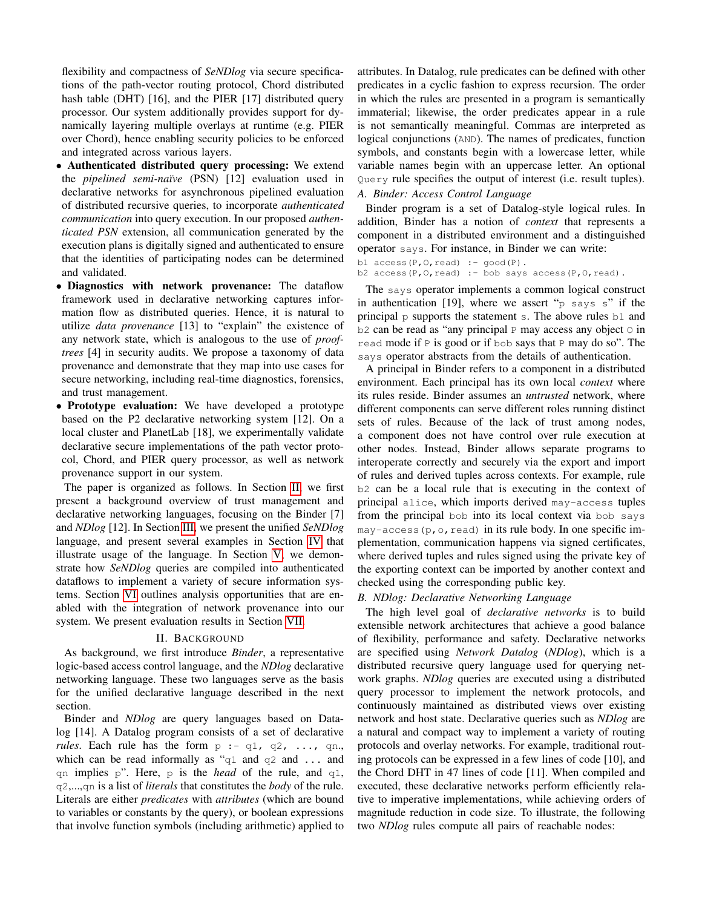flexibility and compactness of *SeNDlog* via secure specifications of the path-vector routing protocol, Chord distributed hash table (DHT) [16], and the PIER [17] distributed query processor. Our system additionally provides support for dynamically layering multiple overlays at runtime (e.g. PIER over Chord), hence enabling security policies to be enforced and integrated across various layers.

- **Authenticated distributed query processing:** We extend the *pipelined semi-naïve* (PSN) [12] evaluation used in declarative networks for asynchronous pipelined evaluation of distributed recursive queries, to incorporate *authenticated communication* into query execution. In our proposed *authenticated PSN* extension, all communication generated by the execution plans is digitally signed and authenticated to ensure that the identities of participating nodes can be determined and validated.
- **Diagnostics with network provenance:** The dataflow framework used in declarative networking captures information flow as distributed queries. Hence, it is natural to utilize *data provenance* [13] to "explain" the existence of any network state, which is analogous to the use of *proof-trees* [4] in security audits. We propose a taxonomy of data provenance and demonstrate that they map into use cases for secure networking, including real-time diagnostics, forensics, and trust management.
- **Prototype evaluation:** We have developed a prototype based on the P2 declarative networking system [12]. On a local cluster and PlanetLab [18], we experimentally validate declarative secure implementations of the path vector protocol, Chord, and PIER query processor, as well as network provenance support in our system.

The paper is organized as follows. In Section II, we first present a background overview of trust management and declarative networking languages, focusing on the Binder [7] and *NDlog* [12]. In Section III, we present the unified *SeNDlog* language, and present several examples in Section IV that illustrate usage of the language. In Section V, we demonstrate how *SeNDlog* queries are compiled into authenticated dataflows to implement a variety of secure information systems. Section VI outlines analysis opportunities that are enabled with the integration of network provenance into our system. We present evaluation results in Section VII.

## II. Background

As background, we first introduce *Binder*, a representative logic-based access control language, and the *NDlog* declarative networking language. These two languages serve as the basis for the unified declarative language described in the next section.

Binder and *NDlog* are query languages based on Datalog [14]. A Datalog program consists of a set of declarative *rules*. Each rule has the form `p :- q1, q2, ..., qn.`, which can be read informally as "`q1` and `q2` and ... and `qn` implies `p`". Here, `p` is the *head* of the rule, and `q1`, `q2`,...,`qn` is a list of *literals* that constitutes the *body* of the rule. Literals are either *predicates* with *attributes* (which are bound to variables or constants by the query), or boolean expressions that involve function symbols (including arithmetic) applied to attributes. In Datalog, rule predicates can be defined with other predicates in a cyclic fashion to express recursion. The order in which the rules are presented in a program is semantically immaterial; likewise, the order predicates appear in a rule is not semantically meaningful. Commas are interpreted as logical conjunctions (`AND`). The names of predicates, function symbols, and constants begin with a lowercase letter, while variable names begin with an uppercase letter. An optional `Query` rule specifies the output of interest (i.e. result tuples).

### A. Binder: Access Control Language

Binder program is a set of Datalog-style logical rules. In addition, Binder has a notion of *context* that represents a component in a distributed environment and a distinguished operator `says`. For instance, in Binder we can write:

```
b1 access(P,O,read) :- good(P).
b2 access(P,O,read) :- bob says access(P,O,read).
```

The `says` operator implements a common logical construct in authentication [19], where we assert "`p says s`" if the principal `p` supports the statement `s`. The above rules `b1` and `b2` can be read as "any principal `P` may access any object `O` in `read` mode if `P` is good or if `bob` says that `P` may do so". The `says` operator abstracts from the details of authentication.

A principal in Binder refers to a component in a distributed environment. Each principal has its own local *context* where its rules reside. Binder assumes an *untrusted* network, where different components can serve different roles running distinct sets of rules. Because of the lack of trust among nodes, a component does not have control over rule execution at other nodes. Instead, Binder allows separate programs to interoperate correctly and securely via the export and import of rules and derived tuples across contexts. For example, rule `b2` can be a local rule that is executing in the context of principal `alice`, which imports derived `may-access` tuples from the principal `bob` into its local context via `bob says may-access(p,o,read)` in its rule body. In one specific implementation, communication happens via signed certificates, where derived tuples and rules signed using the private key of the exporting context can be imported by another context and checked using the corresponding public key.

### B. NDlog: Declarative Networking Language

The high level goal of *declarative networks* is to build extensible network architectures that achieve a good balance of flexibility, performance and safety. Declarative networks are specified using *Network Datalog* (*NDlog*), which is a distributed recursive query language used for querying network graphs. *NDlog* queries are executed using a distributed query processor to implement the network protocols, and continuously maintained as distributed views over existing network and host state. Declarative queries such as *NDlog* are a natural and compact way to implement a variety of routing protocols and overlay networks. For example, traditional routing protocols can be expressed in a few lines of code [10], and the Chord DHT in 47 lines of code [11]. When compiled and executed, these declarative networks perform efficiently relative to imperative implementations, while achieving orders of magnitude reduction in code size. To illustrate, the following two *NDlog* rules compute all pairs of reachable nodes: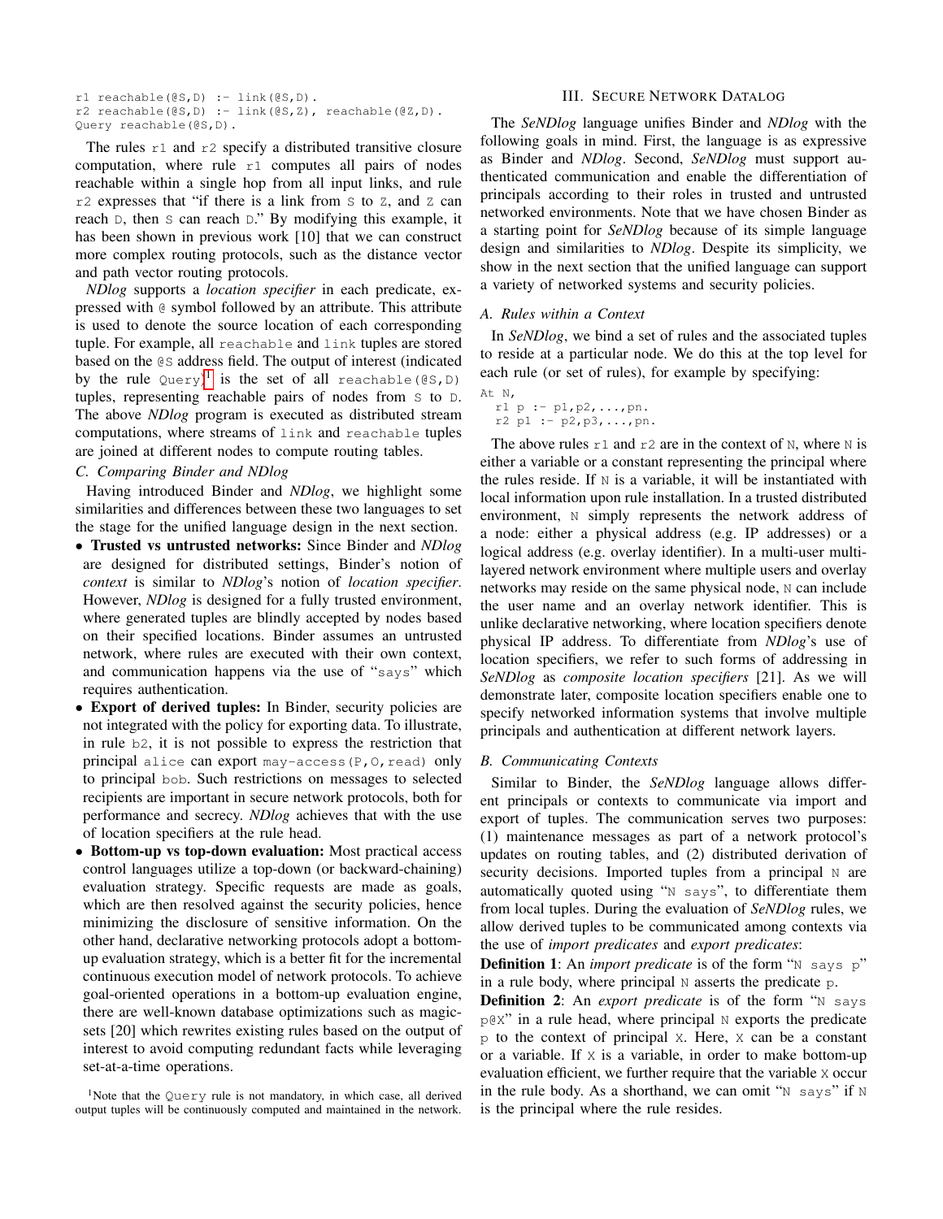```
r1 reachable(@S,D) :- link(@S,D).
r2 reachable(@S,D) :- link(@S,Z), reachable(@Z,D).
Query reachable(@S,D).
```

The rules r1 and r2 specify a distributed transitive closure computation, where rule r1 computes all pairs of nodes reachable within a single hop from all input links, and rule r2 expresses that "if there is a link from S to Z, and Z can reach D, then S can reach D." By modifying this example, it has been shown in previous work [10] that we can construct more complex routing protocols, such as the distance vector and path vector routing protocols.

*NDlog* supports a *location specifier* in each predicate, expressed with @ symbol followed by an attribute. This attribute is used to denote the source location of each corresponding tuple. For example, all reachable and link tuples are stored based on the @S address field. The output of interest (indicated by the rule Query)[1] is the set of all reachable(@S,D) tuples, representing reachable pairs of nodes from S to D. The above *NDlog* program is executed as distributed stream computations, where streams of link and reachable tuples are joined at different nodes to compute routing tables.

### C. Comparing Binder and NDlog

Having introduced Binder and *NDlog*, we highlight some similarities and differences between these two languages to set the stage for the unified language design in the next section.

- **Trusted vs untrusted networks:** Since Binder and *NDlog* are designed for distributed settings, Binder's notion of *context* is similar to *NDlog*'s notion of *location specifier*. However, *NDlog* is designed for a fully trusted environment, where generated tuples are blindly accepted by nodes based on their specified locations. Binder assumes an untrusted network, where rules are executed with their own context, and communication happens via the use of "says" which requires authentication.
- **Export of derived tuples:** In Binder, security policies are not integrated with the policy for exporting data. To illustrate, in rule b2, it is not possible to express the restriction that principal alice can export may-access(P,O,read) only to principal bob. Such restrictions on messages to selected recipients are important in secure network protocols, both for performance and secrecy. *NDlog* achieves that with the use of location specifiers at the rule head.
- **Bottom-up vs top-down evaluation:** Most practical access control languages utilize a top-down (or backward-chaining) evaluation strategy. Specific requests are made as goals, which are then resolved against the security policies, hence minimizing the disclosure of sensitive information. On the other hand, declarative networking protocols adopt a bottom-up evaluation strategy, which is a better fit for the incremental continuous execution model of network protocols. To achieve goal-oriented operations in a bottom-up evaluation engine, there are well-known database optimizations such as magic-sets [20] which rewrites existing rules based on the output of interest to avoid computing redundant facts while leveraging set-at-a-time operations.

[1]Note that the Query rule is not mandatory, in which case, all derived output tuples will be continuously computed and maintained in the network.

## III. Secure Network Datalog

The *SeNDlog* language unifies Binder and *NDlog* with the following goals in mind. First, the language is as expressive as Binder and *NDlog*. Second, *SeNDlog* must support authenticated communication and enable the differentiation of principals according to their roles in trusted and untrusted networked environments. Note that we have chosen Binder as a starting point for *SeNDlog* because of its simple language design and similarities to *NDlog*. Despite its simplicity, we show in the next section that the unified language can support a variety of networked systems and security policies.

### A. Rules within a Context

In *SeNDlog*, we bind a set of rules and the associated tuples to reside at a particular node. We do this at the top level for each rule (or set of rules), for example by specifying:

```
At N,
  r1 p :- p1,p2,...,pn.
  r2 p1 :- p2,p3,...,pn.
```

The above rules r1 and r2 are in the context of N, where N is either a variable or a constant representing the principal where the rules reside. If N is a variable, it will be instantiated with local information upon rule installation. In a trusted distributed environment, N simply represents the network address of a node: either a physical address (e.g. IP addresses) or a logical address (e.g. overlay identifier). In a multi-user multi-layered network environment where multiple users and overlay networks may reside on the same physical node, N can include the user name and an overlay network identifier. This is unlike declarative networking, where location specifiers denote physical IP address. To differentiate from *NDlog*'s use of location specifiers, we refer to such forms of addressing in *SeNDlog* as *composite location specifiers* [21]. As we will demonstrate later, composite location specifiers enable one to specify networked information systems that involve multiple principals and authentication at different network layers.

### B. Communicating Contexts

Similar to Binder, the *SeNDlog* language allows different principals or contexts to communicate via import and export of tuples. The communication serves two purposes: (1) maintenance messages as part of a network protocol's updates on routing tables, and (2) distributed derivation of security decisions. Imported tuples from a principal N are automatically quoted using "N says", to differentiate them from local tuples. During the evaluation of *SeNDlog* rules, we allow derived tuples to be communicated among contexts via the use of *import predicates* and *export predicates*:

**Definition 1**: An *import predicate* is of the form "N says p" in a rule body, where principal N asserts the predicate p.

**Definition 2**: An *export predicate* is of the form "N says p@X" in a rule head, where principal N exports the predicate p to the context of principal X. Here, X can be a constant or a variable. If X is a variable, in order to make bottom-up evaluation efficient, we further require that the variable X occur in the rule body. As a shorthand, we can omit "N says" if N is the principal where the rule resides.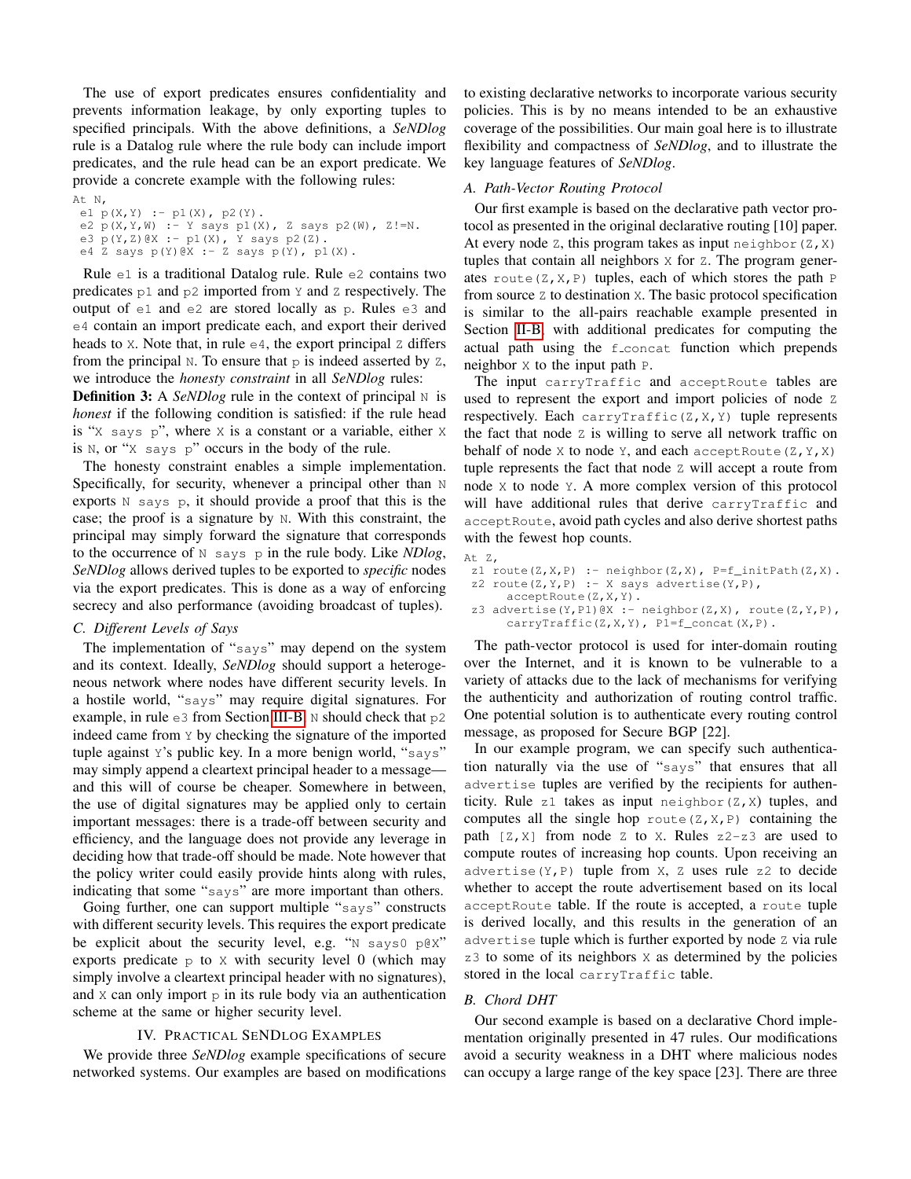The use of export predicates ensures confidentiality and prevents information leakage, by only exporting tuples to specified principals. With the above definitions, a *SeNDlog* rule is a Datalog rule where the rule body can include import predicates, and the rule head can be an export predicate. We provide a concrete example with the following rules:

```
At N,
 e1 p(X,Y) :- p1(X), p2(Y).
 e2 p(X,Y,W) :- Y says p1(X), Z says p2(W), Z!=N.
 e3 p(Y,Z)@X :- p1(X), Y says p2(Z).
 e4 Z says p(Y)@X :- Z says p(Y), p1(X).
```

Rule `e1` is a traditional Datalog rule. Rule `e2` contains two predicates `p1` and `p2` imported from `Y` and `Z` respectively. The output of `e1` and `e2` are stored locally as `p`. Rules `e3` and `e4` contain an import predicate each, and export their derived heads to `X`. Note that, in rule `e4`, the export principal `Z` differs from the principal `N`. To ensure that `p` is indeed asserted by `Z`, we introduce the *honesty constraint* in all *SeNDlog* rules:

**Definition 3:** A *SeNDlog* rule in the context of principal `N` is *honest* if the following condition is satisfied: if the rule head is "`X says p`", where `X` is a constant or a variable, either `X` is `N`, or "`X says p`" occurs in the body of the rule.

The honesty constraint enables a simple implementation. Specifically, for security, whenever a principal other than `N` exports `N says p`, it should provide a proof that this is the case; the proof is a signature by `N`. With this constraint, the principal may simply forward the signature that corresponds to the occurrence of `N says p` in the rule body. Like *NDlog*, *SeNDlog* allows derived tuples to be exported to *specific* nodes via the export predicates. This is done as a way of enforcing secrecy and also performance (avoiding broadcast of tuples).

### C. Different Levels of Says

The implementation of "`says`" may depend on the system and its context. Ideally, *SeNDlog* should support a heterogeneous network where nodes have different security levels. In a hostile world, "`says`" may require digital signatures. For example, in rule `e3` from Section III-B, `N` should check that `p2` indeed came from `Y` by checking the signature of the imported tuple against `Y`'s public key. In a more benign world, "`says`" may simply append a cleartext principal header to a message—and this will of course be cheaper. Somewhere in between, the use of digital signatures may be applied only to certain important messages: there is a trade-off between security and efficiency, and the language does not provide any leverage in deciding how that trade-off should be made. Note however that the policy writer could easily provide hints along with rules, indicating that some "`says`" are more important than others.

Going further, one can support multiple "`says`" constructs with different security levels. This requires the export predicate be explicit about the security level, e.g. "`N says0 p@X`" exports predicate `p` to `X` with security level 0 (which may simply involve a cleartext principal header with no signatures), and `X` can only import `p` in its rule body via an authentication scheme at the same or higher security level.

## IV. Practical SeNDlog Examples

We provide three *SeNDlog* example specifications of secure networked systems. Our examples are based on modifications to existing declarative networks to incorporate various security policies. This is by no means intended to be an exhaustive coverage of the possibilities. Our main goal here is to illustrate flexibility and compactness of *SeNDlog*, and to illustrate the key language features of *SeNDlog*.

### A. Path-Vector Routing Protocol

Our first example is based on the declarative path vector protocol as presented in the original declarative routing [10] paper. At every node `Z`, this program takes as input `neighbor(Z,X)` tuples that contain all neighbors `X` for `Z`. The program generates `route(Z,X,P)` tuples, each of which stores the path `P` from source `Z` to destination `X`. The basic protocol specification is similar to the all-pairs reachable example presented in Section II-B, with additional predicates for computing the actual path using the `f_concat` function which prepends neighbor `X` to the input path `P`.

The input `carryTraffic` and `acceptRoute` tables are used to represent the export and import policies of node `Z` respectively. Each `carryTraffic(Z,X,Y)` tuple represents the fact that node `Z` is willing to serve all network traffic on behalf of node `X` to node `Y`, and each `acceptRoute(Z,Y,X)` tuple represents the fact that node `Z` will accept a route from node `X` to node `Y`. A more complex version of this protocol will have additional rules that derive `carryTraffic` and `acceptRoute`, avoid path cycles and also derive shortest paths with the fewest hop counts.

```
At Z,
 z1 route(Z,X,P) :- neighbor(Z,X), P=f_initPath(Z,X).
 z2 route(Z,Y,P) :- X says advertise(Y,P),
      acceptRoute(Z,X,Y).
 z3 advertise(Y,P1)@X :- neighbor(Z,X), route(Z,Y,P),
      carryTraffic(Z,X,Y), P1=f_concat(X,P).
```

The path-vector protocol is used for inter-domain routing over the Internet, and it is known to be vulnerable to a variety of attacks due to the lack of mechanisms for verifying the authenticity and authorization of routing control traffic. One potential solution is to authenticate every routing control message, as proposed for Secure BGP [22].

In our example program, we can specify such authentication naturally via the use of "`says`" that ensures that all `advertise` tuples are verified by the recipients for authenticity. Rule `z1` takes as input `neighbor(Z,X)` tuples, and computes all the single hop `route(Z,X,P)` containing the path `[Z,X]` from node `Z` to `X`. Rules `z2`-`z3` are used to compute routes of increasing hop counts. Upon receiving an `advertise(Y,P)` tuple from `X`, `Z` uses rule `z2` to decide whether to accept the route advertisement based on its local `acceptRoute` table. If the route is accepted, a `route` tuple is derived locally, and this results in the generation of an `advertise` tuple which is further exported by node `Z` via rule `z3` to some of its neighbors `X` as determined by the policies stored in the local `carryTraffic` table.

### B. Chord DHT

Our second example is based on a declarative Chord implementation originally presented in 47 rules. Our modifications avoid a security weakness in a DHT where malicious nodes can occupy a large range of the key space [23]. There are three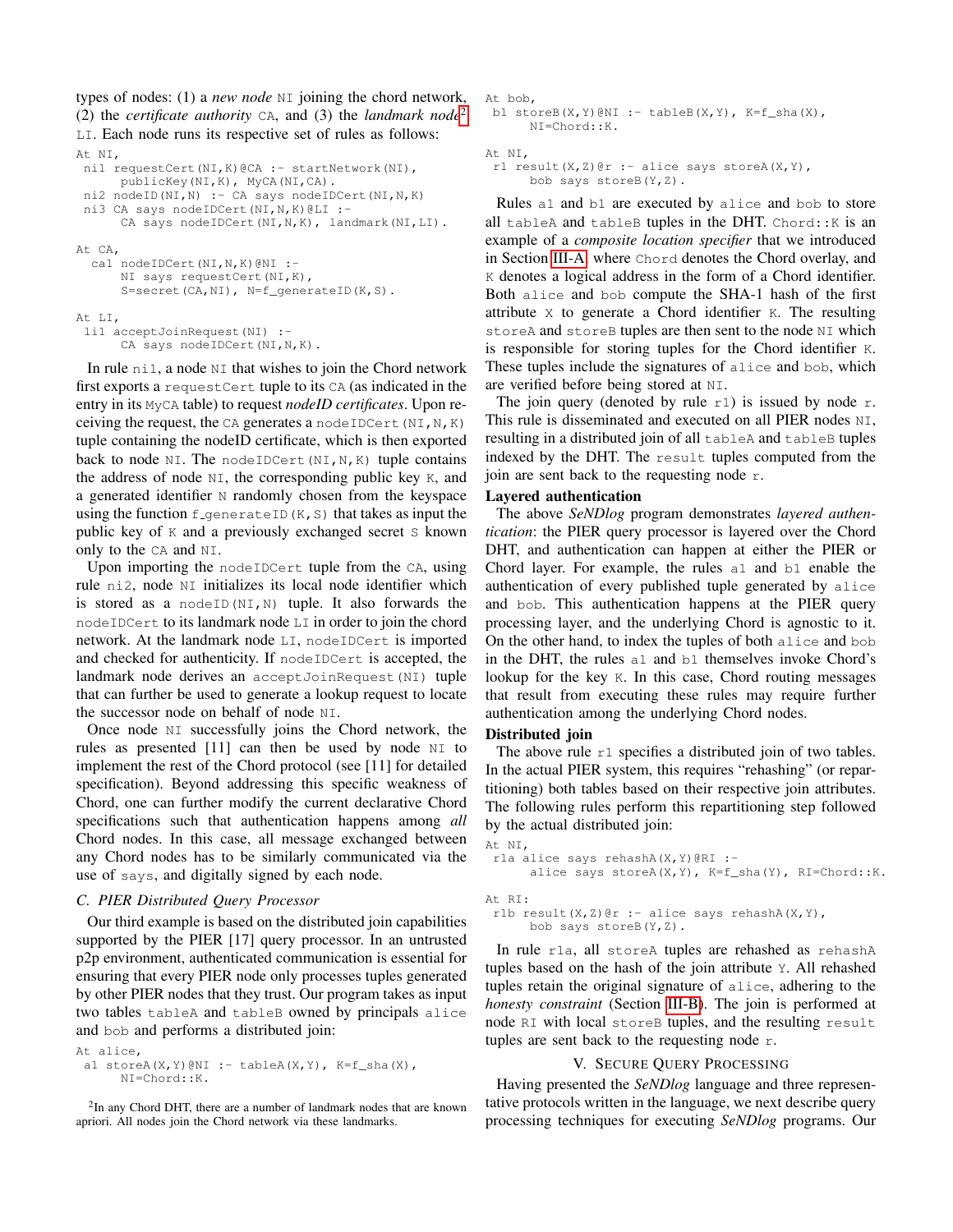types of nodes: (1) a *new node* NI joining the chord network, (2) the *certificate authority* CA, and (3) the *landmark node*[2] LI. Each node runs its respective set of rules as follows:

```
At NI,
 ni1 requestCert(NI,K)@CA :- startNetwork(NI),
      publicKey(NI,K), MyCA(NI,CA).
 ni2 nodeID(NI,N) :- CA says nodeIDCert(NI,N,K)
 ni3 CA says nodeIDCert(NI,N,K)@LI :-
      CA says nodeIDCert(NI,N,K), landmark(NI,LI).

At CA,
  ca1 nodeIDCert(NI,N,K)@NI :-
      NI says requestCert(NI,K),
      S=secret(CA,NI), N=f_generateID(K,S).

At LI,
 li1 acceptJoinRequest(NI) :-
      CA says nodeIDCert(NI,N,K).
```

In rule ni1, a node NI that wishes to join the Chord network first exports a requestCert tuple to its CA (as indicated in the entry in its MyCA table) to request *nodeID certificates*. Upon receiving the request, the CA generates a nodeIDCert(NI,N,K) tuple containing the nodeID certificate, which is then exported back to node NI. The nodeIDCert(NI,N,K) tuple contains the address of node NI, the corresponding public key K, and a generated identifier N randomly chosen from the keyspace using the function f_generateID(K,S) that takes as input the public key of K and a previously exchanged secret S known only to the CA and NI.

Upon importing the nodeIDCert tuple from the CA, using rule ni2, node NI initializes its local node identifier which is stored as a nodeID(NI,N) tuple. It also forwards the nodeIDCert to its landmark node LI in order to join the chord network. At the landmark node LI, nodeIDCert is imported and checked for authenticity. If nodeIDCert is accepted, the landmark node derives an acceptJoinRequest(NI) tuple that can further be used to generate a lookup request to locate the successor node on behalf of node NI.

Once node NI successfully joins the Chord network, the rules as presented [11] can then be used by node NI to implement the rest of the Chord protocol (see [11] for detailed specification). Beyond addressing this specific weakness of Chord, one can further modify the current declarative Chord specifications such that authentication happens among *all* Chord nodes. In this case, all message exchanged between any Chord nodes has to be similarly communicated via the use of says, and digitally signed by each node.

### C. PIER Distributed Query Processor

Our third example is based on the distributed join capabilities supported by the PIER [17] query processor. In an untrusted p2p environment, authenticated communication is essential for ensuring that every PIER node only processes tuples generated by other PIER nodes that they trust. Our program takes as input two tables tableA and tableB owned by principals alice and bob and performs a distributed join:

```
At alice,
 a1 storeA(X,Y)@NI :- tableA(X,Y), K=f_sha(X),
      NI=Chord::K.
```

[2]In any Chord DHT, there are a number of landmark nodes that are known apriori. All nodes join the Chord network via these landmarks.

```
At bob,
 b1 storeB(X,Y)@NI :- tableB(X,Y), K=f_sha(X),
      NI=Chord::K.

At NI,
 r1 result(X,Z)@r :- alice says storeA(X,Y),
      bob says storeB(Y,Z).
```

Rules a1 and b1 are executed by alice and bob to store all tableA and tableB tuples in the DHT. Chord::K is an example of a *composite location specifier* that we introduced in Section III-A, where Chord denotes the Chord overlay, and K denotes a logical address in the form of a Chord identifier. Both alice and bob compute the SHA-1 hash of the first attribute X to generate a Chord identifier K. The resulting storeA and storeB tuples are then sent to the node NI which is responsible for storing tuples for the Chord identifier K. These tuples include the signatures of alice and bob, which are verified before being stored at NI.

The join query (denoted by rule r1) is issued by node r. This rule is disseminated and executed on all PIER nodes NI, resulting in a distributed join of all tableA and tableB tuples indexed by the DHT. The result tuples computed from the join are sent back to the requesting node r.

**Layered authentication**

The above *SeNDlog* program demonstrates *layered authentication*: the PIER query processor is layered over the Chord DHT, and authentication can happen at either the PIER or Chord layer. For example, the rules a1 and b1 enable the authentication of every published tuple generated by alice and bob. This authentication happens at the PIER query processing layer, and the underlying Chord is agnostic to it. On the other hand, to index the tuples of both alice and bob in the DHT, the rules a1 and b1 themselves invoke Chord's lookup for the key K. In this case, Chord routing messages that result from executing these rules may require further authentication among the underlying Chord nodes.

**Distributed join**

The above rule r1 specifies a distributed join of two tables. In the actual PIER system, this requires "rehashing" (or repartitioning) both tables based on their respective join attributes. The following rules perform this repartitioning step followed by the actual distributed join:

```
At NI,
 r1a alice says rehashA(X,Y)@RI :-
      alice says storeA(X,Y), K=f_sha(Y), RI=Chord::K.

At RI:
 r1b result(X,Z)@r :- alice says rehashA(X,Y),
      bob says storeB(Y,Z).
```

In rule r1a, all storeA tuples are rehashed as rehashA tuples based on the hash of the join attribute Y. All rehashed tuples retain the original signature of alice, adhering to the *honesty constraint* (Section III-B). The join is performed at node RI with local storeB tuples, and the resulting result tuples are sent back to the requesting node r.

## V. Secure Query Processing

Having presented the *SeNDlog* language and three representative protocols written in the language, we next describe query processing techniques for executing *SeNDlog* programs. Our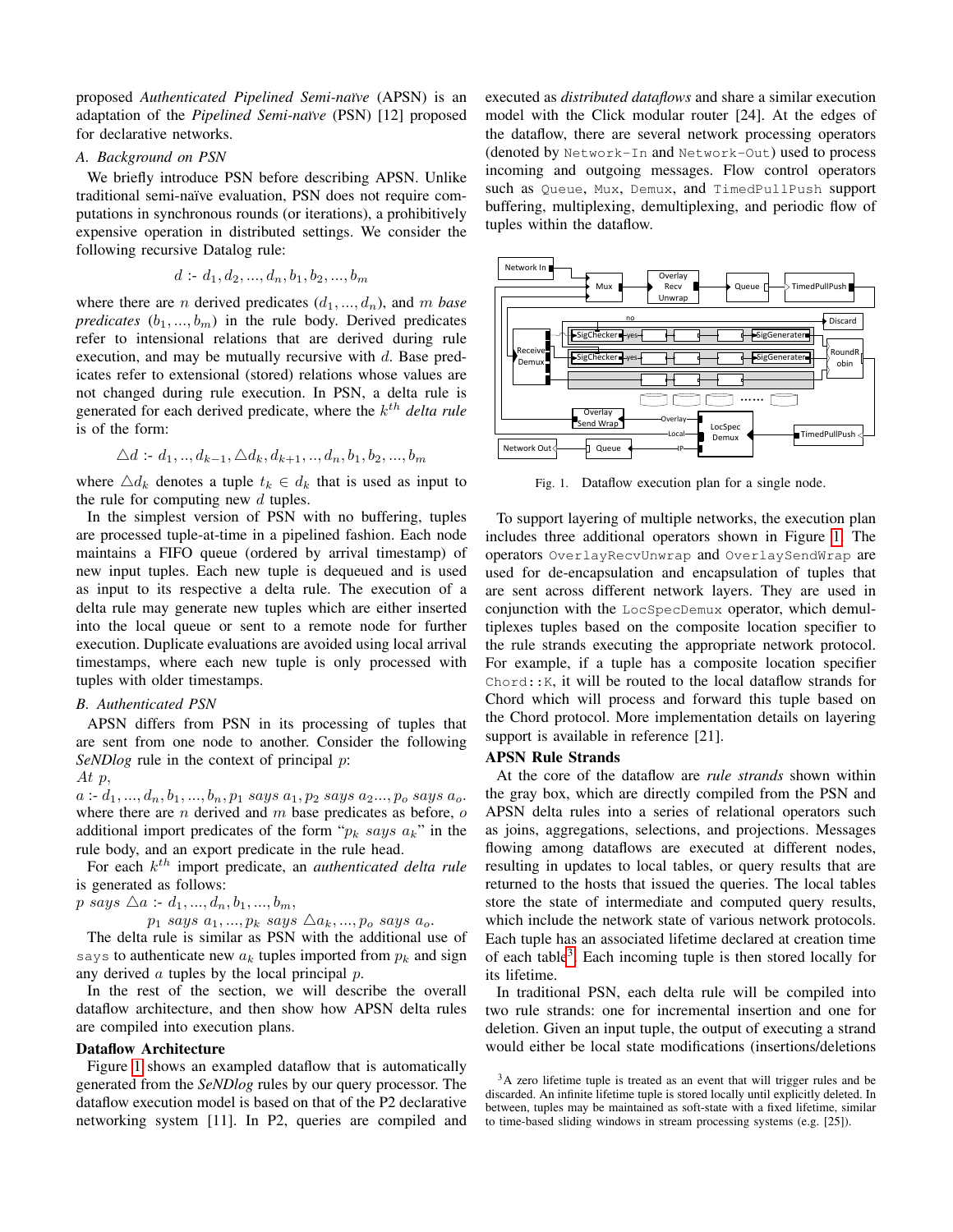proposed *Authenticated Pipelined Semi-naïve* (APSN) is an adaptation of the *Pipelined Semi-naïve* (PSN) [12] proposed for declarative networks.

### A. Background on PSN

We briefly introduce PSN before describing APSN. Unlike traditional semi-naïve evaluation, PSN does not require computations in synchronous rounds (or iterations), a prohibitively expensive operation in distributed settings. We consider the following recursive Datalog rule:

$$d \text{ :- } d_1, d_2, ..., d_n, b_1, b_2, ..., b_m$$

where there are $n$ derived predicates ($d_1, ..., d_n$), and $m$ *base predicates* ($b_1, ..., b_m$) in the rule body. Derived predicates refer to intensional relations that are derived during rule execution, and may be mutually recursive with $d$. Base predicates refer to extensional (stored) relations whose values are not changed during rule execution. In PSN, a delta rule is generated for each derived predicate, where the $k^{th}$ *delta rule* is of the form:

$$\triangle d \text{ :- } d_1, .., d_{k-1}, \triangle d_k, d_{k+1}, .., d_n, b_1, b_2, ..., b_m$$

where $\triangle d_k$ denotes a tuple $t_k \in d_k$ that is used as input to the rule for computing new $d$ tuples.

In the simplest version of PSN with no buffering, tuples are processed tuple-at-time in a pipelined fashion. Each node maintains a FIFO queue (ordered by arrival timestamp) of new input tuples. Each new tuple is dequeued and is used as input to its respective a delta rule. The execution of a delta rule may generate new tuples which are either inserted into the local queue or sent to a remote node for further execution. Duplicate evaluations are avoided using local arrival timestamps, where each new tuple is only processed with tuples with older timestamps.

### B. Authenticated PSN

APSN differs from PSN in its processing of tuples that are sent from one node to another. Consider the following *SeNDlog* rule in the context of principal $p$:

*At* $p$,
$a$ :- $d_1, ..., d_n, b_1, ..., b_n, p_1$ *says* $a_1, p_2$ *says* $a_2 ..., p_o$ *says* $a_o$.
where there are $n$ derived and $m$ base predicates as before, $o$ additional import predicates of the form "$p_k$ *says* $a_k$" in the rule body, and an export predicate in the rule head.

For each $k^{th}$ import predicate, an *authenticated delta rule* is generated as follows:

$p$ *says* $\triangle a$ :- $d_1, ..., d_n, b_1, ..., b_m$,
$p_1$ *says* $a_1, ..., p_k$ *says* $\triangle a_k, ..., p_o$ *says* $a_o$.

The delta rule is similar as PSN with the additional use of `says` to authenticate new $a_k$ tuples imported from $p_k$ and sign any derived $a$ tuples by the local principal $p$.

In the rest of the section, we will describe the overall dataflow architecture, and then show how APSN delta rules are compiled into execution plans.

#### Dataflow Architecture

Figure 1 shows an exampled dataflow that is automatically generated from the *SeNDlog* rules by our query processor. The dataflow execution model is based on that of the P2 declarative networking system [11]. In P2, queries are compiled and executed as *distributed dataflows* and share a similar execution model with the Click modular router [24]. At the edges of the dataflow, there are several network processing operators (denoted by `Network-In` and `Network-Out`) used to process incoming and outgoing messages. Flow control operators such as `Queue`, `Mux`, `Demux`, and `TimedPullPush` support buffering, multiplexing, demultiplexing, and periodic flow of tuples within the dataflow.

Fig. 1. Dataflow execution plan for a single node.

To support layering of multiple networks, the execution plan includes three additional operators shown in Figure 1. The operators `OverlayRecvUnwrap` and `OverlaySendWrap` are used for de-encapsulation and encapsulation of tuples that are sent across different network layers. They are used in conjunction with the `LocSpecDemux` operator, which demultiplexes tuples based on the composite location specifier to the rule strands executing the appropriate network protocol. For example, if a tuple has a composite location specifier `Chord::K`, it will be routed to the local dataflow strands for Chord which will process and forward this tuple based on the Chord protocol. More implementation details on layering support is available in reference [21].

#### APSN Rule Strands

At the core of the dataflow are *rule strands* shown within the gray box, which are directly compiled from the PSN and APSN delta rules into a series of relational operators such as joins, aggregations, selections, and projections. Messages flowing among dataflows are executed at different nodes, resulting in updates to local tables, or query results that are returned to the hosts that issued the queries. The local tables store the state of intermediate and computed query results, which include the network state of various network protocols. Each tuple has an associated lifetime declared at creation time of each table[3]. Each incoming tuple is then stored locally for its lifetime.

In traditional PSN, each delta rule will be compiled into two rule strands: one for incremental insertion and one for deletion. Given an input tuple, the output of executing a strand would either be local state modifications (insertions/deletions

[3] A zero lifetime tuple is treated as an event that will trigger rules and be discarded. An infinite lifetime tuple is stored locally until explicitly deleted. In between, tuples may be maintained as soft-state with a fixed lifetime, similar to time-based sliding windows in stream processing systems (e.g. [25]).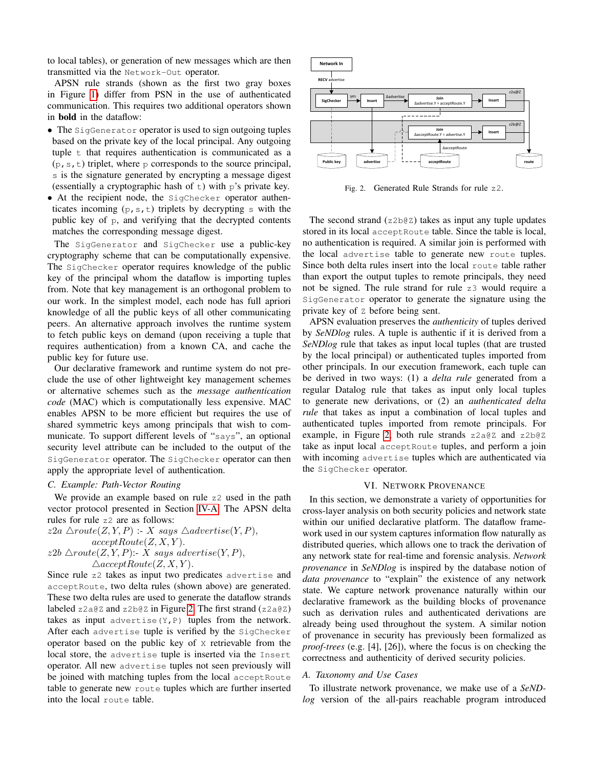to local tables), or generation of new messages which are then transmitted via the `Network-Out` operator.

APSN rule strands (shown as the first two gray boxes in Figure 1) differ from PSN in the use of authenticated communication. This requires two additional operators shown in **bold** in the dataflow:

- The `SigGenerator` operator is used to sign outgoing tuples based on the private key of the local principal. Any outgoing tuple `t` that requires authentication is communicated as a `(p,s,t)` triplet, where `p` corresponds to the source principal, `s` is the signature generated by encrypting a message digest (essentially a cryptographic hash of `t`) with `p`'s private key.
- At the recipient node, the `SigChecker` operator authenticates incoming `(p,s,t)` triplets by decrypting `s` with the public key of `p`, and verifying that the decrypted contents matches the corresponding message digest.

The `SigGenerator` and `SigChecker` use a public-key cryptography scheme that can be computationally expensive. The `SigChecker` operator requires knowledge of the public key of the principal whom the dataflow is importing tuples from. Note that key management is an orthogonal problem to our work. In the simplest model, each node has full apriori knowledge of all the public keys of all other communicating peers. An alternative approach involves the runtime system to fetch public keys on demand (upon receiving a tuple that requires authentication) from a known CA, and cache the public key for future use.

Our declarative framework and runtime system do not preclude the use of other lightweight key management schemes or alternative schemes such as the *message authentication code* (MAC) which is computationally less expensive. MAC enables APSN to be more efficient but requires the use of shared symmetric keys among principals that wish to communicate. To support different levels of "`says`", an optional security level attribute can be included to the output of the `SigGenerator` operator. The `SigChecker` operator can then apply the appropriate level of authentication.

### C. Example: Path-Vector Routing

We provide an example based on rule `z2` used in the path vector protocol presented in Section IV-A. The APSN delta rules for rule `z2` are as follows:

$z2a\ \triangle route(Z,Y,P)$ :- $X\ says\ \triangle advertise(Y,P)$,
$\quad acceptRoute(Z,X,Y)$.
$z2b\ \triangle route(Z,Y,P)$:- $X\ says\ advertise(Y,P)$,
$\quad \triangle acceptRoute(Z,X,Y)$.

Since rule `z2` takes as input two predicates `advertise` and `acceptRoute`, two delta rules (shown above) are generated. These two delta rules are used to generate the dataflow strands labeled `z2a@Z` and `z2b@Z` in Figure 2. The first strand (`z2a@Z`) takes as input `advertise(Y,P)` tuples from the network. After each `advertise` tuple is verified by the `SigChecker` operator based on the public key of `X` retrievable from the local store, the `advertise` tuple is inserted via the `Insert` operator. All new `advertise` tuples not seen previously will be joined with matching tuples from the local `acceptRoute` table to generate new `route` tuples which are further inserted into the local `route` table.

Fig. 2. Generated Rule Strands for rule `z2`.

The second strand (`z2b@Z`) takes as input any tuple updates stored in its local `acceptRoute` table. Since the table is local, no authentication is required. A similar join is performed with the local `advertise` table to generate new `route` tuples. Since both delta rules insert into the local `route` table rather than export the output tuples to remote principals, they need not be signed. The rule strand for rule `z3` would require a `SigGenerator` operator to generate the signature using the private key of `Z` before being sent.

APSN evaluation preserves the *authenticity* of tuples derived by *SeNDlog* rules. A tuple is authentic if it is derived from a *SeNDlog* rule that takes as input local tuples (that are trusted by the local principal) or authenticated tuples imported from other principals. In our execution framework, each tuple can be derived in two ways: (1) a *delta rule* generated from a regular Datalog rule that takes as input only local tuples to generate new derivations, or (2) an *authenticated delta rule* that takes as input a combination of local tuples and authenticated tuples imported from remote principals. For example, in Figure 2, both rule strands `z2a@Z` and `z2b@Z` take as input local `acceptRoute` tuples, and perform a join with incoming `advertise` tuples which are authenticated via the `SigChecker` operator.

## VI. Network Provenance

In this section, we demonstrate a variety of opportunities for cross-layer analysis on both security policies and network state within our unified declarative platform. The dataflow framework used in our system captures information flow naturally as distributed queries, which allows one to track the derivation of any network state for real-time and forensic analysis. *Network provenance* in *SeNDlog* is inspired by the database notion of *data provenance* to "explain" the existence of any network state. We capture network provenance naturally within our declarative framework as the building blocks of provenance such as derivation rules and authenticated derivations are already being used throughout the system. A similar notion of provenance in security has previously been formalized as *proof-trees* (e.g. [4], [26]), where the focus is on checking the correctness and authenticity of derived security policies.

### A. Taxonomy and Use Cases

To illustrate network provenance, we make use of a *SeNDlog* version of the all-pairs reachable program introduced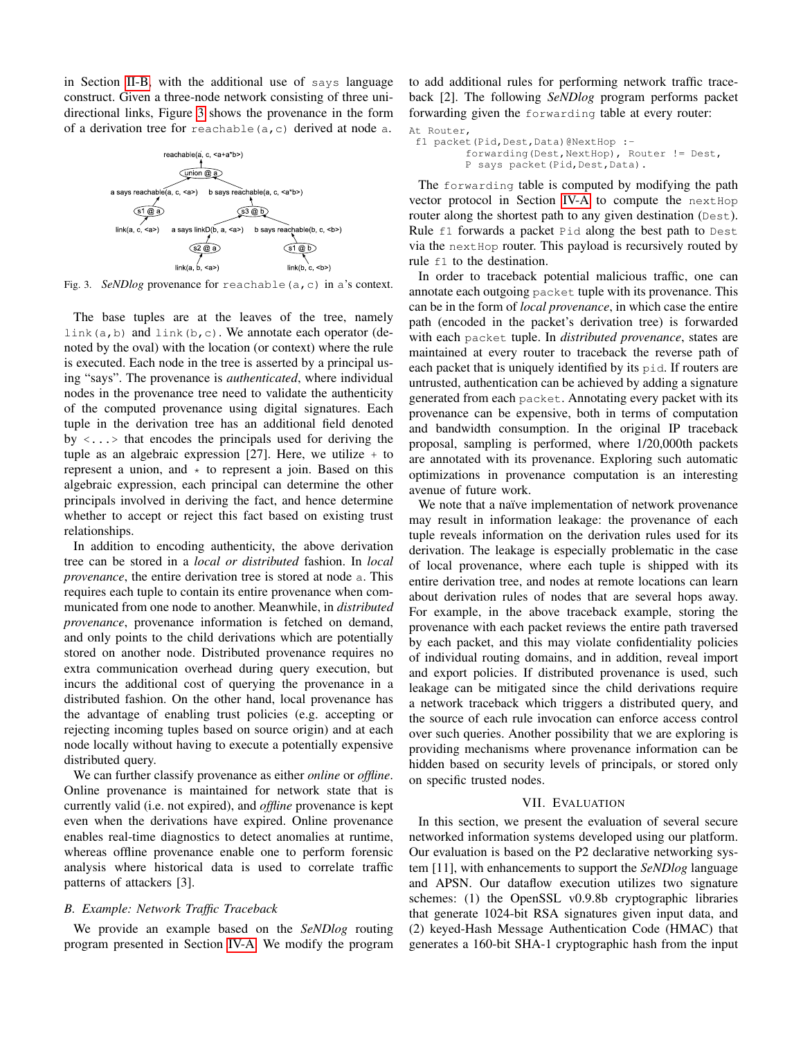in Section II-B, with the additional use of `says` language construct. Given a three-node network consisting of three unidirectional links, Figure 3 shows the provenance in the form of a derivation tree for `reachable(a,c)` derived at node `a`.

Fig. 3. *SeNDlog* provenance for `reachable(a,c)` in `a`'s context.

The base tuples are at the leaves of the tree, namely `link(a,b)` and `link(b,c)`. We annotate each operator (denoted by the oval) with the location (or context) where the rule is executed. Each node in the tree is asserted by a principal using "says". The provenance is *authenticated*, where individual nodes in the provenance tree need to validate the authenticity of the computed provenance using digital signatures. Each tuple in the derivation tree has an additional field denoted by `<...>` that encodes the principals used for deriving the tuple as an algebraic expression [27]. Here, we utilize `+` to represent a union, and `*` to represent a join. Based on this algebraic expression, each principal can determine the other principals involved in deriving the fact, and hence determine whether to accept or reject this fact based on existing trust relationships.

In addition to encoding authenticity, the above derivation tree can be stored in a *local or distributed* fashion. In *local provenance*, the entire derivation tree is stored at node `a`. This requires each tuple to contain its entire provenance when communicated from one node to another. Meanwhile, in *distributed provenance*, provenance information is fetched on demand, and only points to the child derivations which are potentially stored on another node. Distributed provenance requires no extra communication overhead during query execution, but incurs the additional cost of querying the provenance in a distributed fashion. On the other hand, local provenance has the advantage of enabling trust policies (e.g. accepting or rejecting incoming tuples based on source origin) and at each node locally without having to execute a potentially expensive distributed query.

We can further classify provenance as either *online* or *offline*. Online provenance is maintained for network state that is currently valid (i.e. not expired), and *offline* provenance is kept even when the derivations have expired. Online provenance enables real-time diagnostics to detect anomalies at runtime, whereas offline provenance enable one to perform forensic analysis where historical data is used to correlate traffic patterns of attackers [3].

### B. Example: Network Traffic Traceback

We provide an example based on the *SeNDlog* routing program presented in Section IV-A. We modify the program to add additional rules for performing network traffic traceback [2]. The following *SeNDlog* program performs packet forwarding given the `forwarding` table at every router:

```
At Router,
 f1 packet(Pid,Dest,Data)@NextHop :-
         forwarding(Dest,NextHop), Router != Dest,
         P says packet(Pid,Dest,Data).
```

The `forwarding` table is computed by modifying the path vector protocol in Section IV-A to compute the `nextHop` router along the shortest path to any given destination (`Dest`). Rule `f1` forwards a packet `Pid` along the best path to `Dest` via the `nextHop` router. This payload is recursively routed by rule `f1` to the destination.

In order to traceback potential malicious traffic, one can annotate each outgoing `packet` tuple with its provenance. This can be in the form of *local provenance*, in which case the entire path (encoded in the packet's derivation tree) is forwarded with each `packet` tuple. In *distributed provenance*, states are maintained at every router to traceback the reverse path of each packet that is uniquely identified by its `pid`. If routers are untrusted, authentication can be achieved by adding a signature generated from each `packet`. Annotating every packet with its provenance can be expensive, both in terms of computation and bandwidth consumption. In the original IP traceback proposal, sampling is performed, where 1/20,000th packets are annotated with its provenance. Exploring such automatic optimizations in provenance computation is an interesting avenue of future work.

We note that a naïve implementation of network provenance may result in information leakage: the provenance of each tuple reveals information on the derivation rules used for its derivation. The leakage is especially problematic in the case of local provenance, where each tuple is shipped with its entire derivation tree, and nodes at remote locations can learn about derivation rules of nodes that are several hops away. For example, in the above traceback example, storing the provenance with each packet reviews the entire path traversed by each packet, and this may violate confidentiality policies of individual routing domains, and in addition, reveal import and export policies. If distributed provenance is used, such leakage can be mitigated since the child derivations require a network traceback which triggers a distributed query, and the source of each rule invocation can enforce access control over such queries. Another possibility that we are exploring is providing mechanisms where provenance information can be hidden based on security levels of principals, or stored only on specific trusted nodes.

## VII. Evaluation

In this section, we present the evaluation of several secure networked information systems developed using our platform. Our evaluation is based on the P2 declarative networking system [11], with enhancements to support the *SeNDlog* language and APSN. Our dataflow execution utilizes two signature schemes: (1) the OpenSSL v0.9.8b cryptographic libraries that generate 1024-bit RSA signatures given input data, and (2) keyed-Hash Message Authentication Code (HMAC) that generates a 160-bit SHA-1 cryptographic hash from the input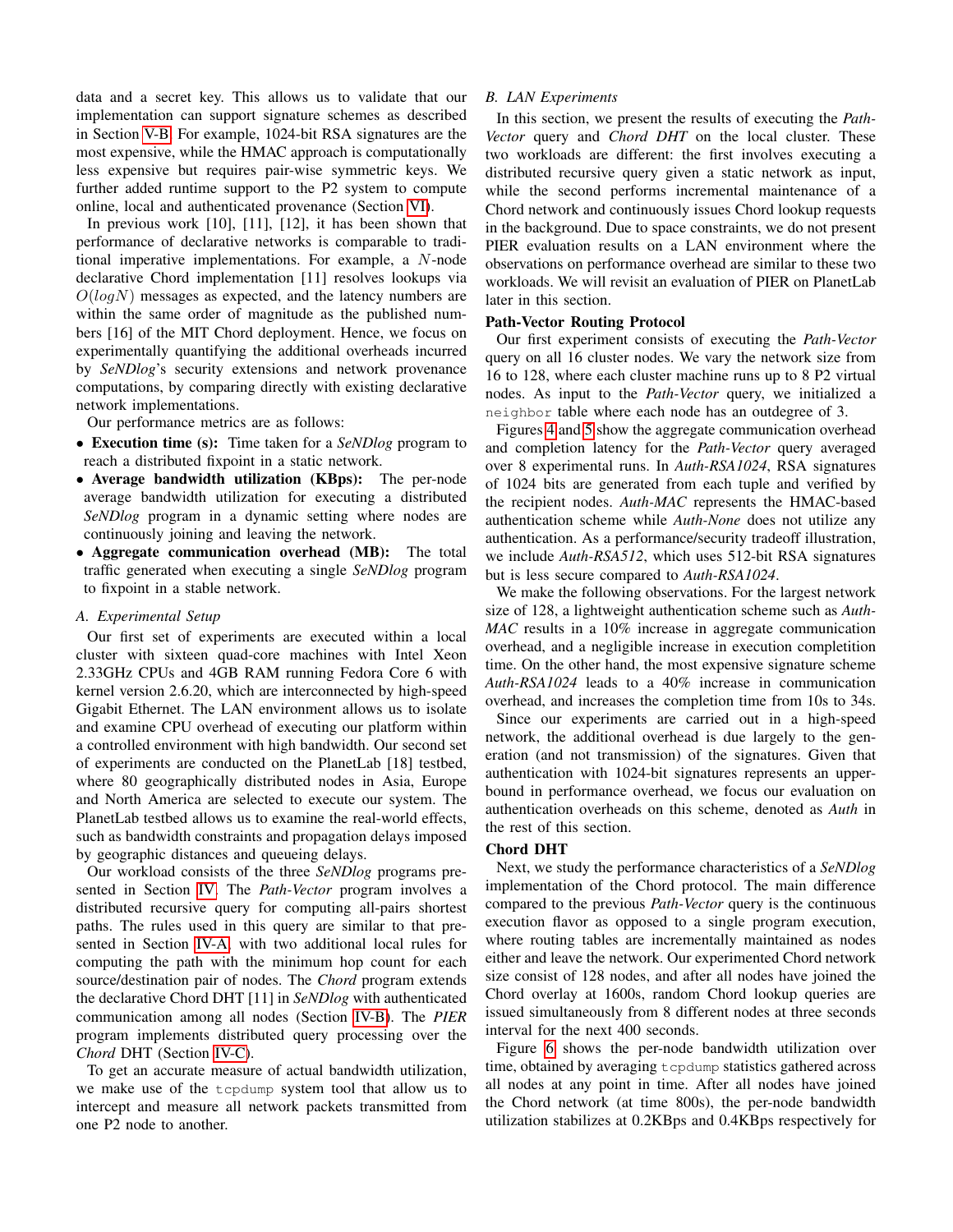data and a secret key. This allows us to validate that our implementation can support signature schemes as described in Section V-B. For example, 1024-bit RSA signatures are the most expensive, while the HMAC approach is computationally less expensive but requires pair-wise symmetric keys. We further added runtime support to the P2 system to compute online, local and authenticated provenance (Section VI).

In previous work [10], [11], [12], it has been shown that performance of declarative networks is comparable to traditional imperative implementations. For example, a $N$-node declarative Chord implementation [11] resolves lookups via $O(logN)$ messages as expected, and the latency numbers are within the same order of magnitude as the published numbers [16] of the MIT Chord deployment. Hence, we focus on experimentally quantifying the additional overheads incurred by *SeNDlog*'s security extensions and network provenance computations, by comparing directly with existing declarative network implementations.

Our performance metrics are as follows:

- **Execution time (s):** Time taken for a *SeNDlog* program to reach a distributed fixpoint in a static network.
- **Average bandwidth utilization (KBps):** The per-node average bandwidth utilization for executing a distributed *SeNDlog* program in a dynamic setting where nodes are continuously joining and leaving the network.
- **Aggregate communication overhead (MB):** The total traffic generated when executing a single *SeNDlog* program to fixpoint in a stable network.

### A. Experimental Setup

Our first set of experiments are executed within a local cluster with sixteen quad-core machines with Intel Xeon 2.33GHz CPUs and 4GB RAM running Fedora Core 6 with kernel version 2.6.20, which are interconnected by high-speed Gigabit Ethernet. The LAN environment allows us to isolate and examine CPU overhead of executing our platform within a controlled environment with high bandwidth. Our second set of experiments are conducted on the PlanetLab [18] testbed, where 80 geographically distributed nodes in Asia, Europe and North America are selected to execute our system. The PlanetLab testbed allows us to examine the real-world effects, such as bandwidth constraints and propagation delays imposed by geographic distances and queueing delays.

Our workload consists of the three *SeNDlog* programs presented in Section IV. The *Path-Vector* program involves a distributed recursive query for computing all-pairs shortest paths. The rules used in this query are similar to that presented in Section IV-A, with two additional local rules for computing the path with the minimum hop count for each source/destination pair of nodes. The *Chord* program extends the declarative Chord DHT [11] in *SeNDlog* with authenticated communication among all nodes (Section IV-B). The *PIER* program implements distributed query processing over the *Chord* DHT (Section IV-C).

To get an accurate measure of actual bandwidth utilization, we make use of the `tcpdump` system tool that allow us to intercept and measure all network packets transmitted from one P2 node to another.

### B. LAN Experiments

In this section, we present the results of executing the *Path-Vector* query and *Chord DHT* on the local cluster. These two workloads are different: the first involves executing a distributed recursive query given a static network as input, while the second performs incremental maintenance of a Chord network and continuously issues Chord lookup requests in the background. Due to space constraints, we do not present PIER evaluation results on a LAN environment where the observations on performance overhead are similar to these two workloads. We will revisit an evaluation of PIER on PlanetLab later in this section.

**Path-Vector Routing Protocol**

Our first experiment consists of executing the *Path-Vector* query on all 16 cluster nodes. We vary the network size from 16 to 128, where each cluster machine runs up to 8 P2 virtual nodes. As input to the *Path-Vector* query, we initialized a `neighbor` table where each node has an outdegree of 3.

Figures 4 and 5 show the aggregate communication overhead and completion latency for the *Path-Vector* query averaged over 8 experimental runs. In *Auth-RSA1024*, RSA signatures of 1024 bits are generated from each tuple and verified by the recipient nodes. *Auth-MAC* represents the HMAC-based authentication scheme while *Auth-None* does not utilize any authentication. As a performance/security tradeoff illustration, we include *Auth-RSA512*, which uses 512-bit RSA signatures but is less secure compared to *Auth-RSA1024*.

We make the following observations. For the largest network size of 128, a lightweight authentication scheme such as *Auth-MAC* results in a 10% increase in aggregate communication overhead, and a negligible increase in execution completion time. On the other hand, the most expensive signature scheme *Auth-RSA1024* leads to a 40% increase in communication overhead, and increases the completion time from 10s to 34s.

Since our experiments are carried out in a high-speed network, the additional overhead is due largely to the generation (and not transmission) of the signatures. Given that authentication with 1024-bit signatures represents an upper-bound in performance overhead, we focus our evaluation on authentication overheads on this scheme, denoted as *Auth* in the rest of this section.

**Chord DHT**

Next, we study the performance characteristics of a *SeNDlog* implementation of the Chord protocol. The main difference compared to the previous *Path-Vector* query is the continuous execution flavor as opposed to a single program execution, where routing tables are incrementally maintained as nodes either and leave the network. Our experimented Chord network size consist of 128 nodes, and after all nodes have joined the Chord overlay at 1600s, random Chord lookup queries are issued simultaneously from 8 different nodes at three seconds interval for the next 400 seconds.

Figure 6 shows the per-node bandwidth utilization over time, obtained by averaging `tcpdump` statistics gathered across all nodes at any point in time. After all nodes have joined the Chord network (at time 800s), the per-node bandwidth utilization stabilizes at 0.2KBps and 0.4KBps respectively for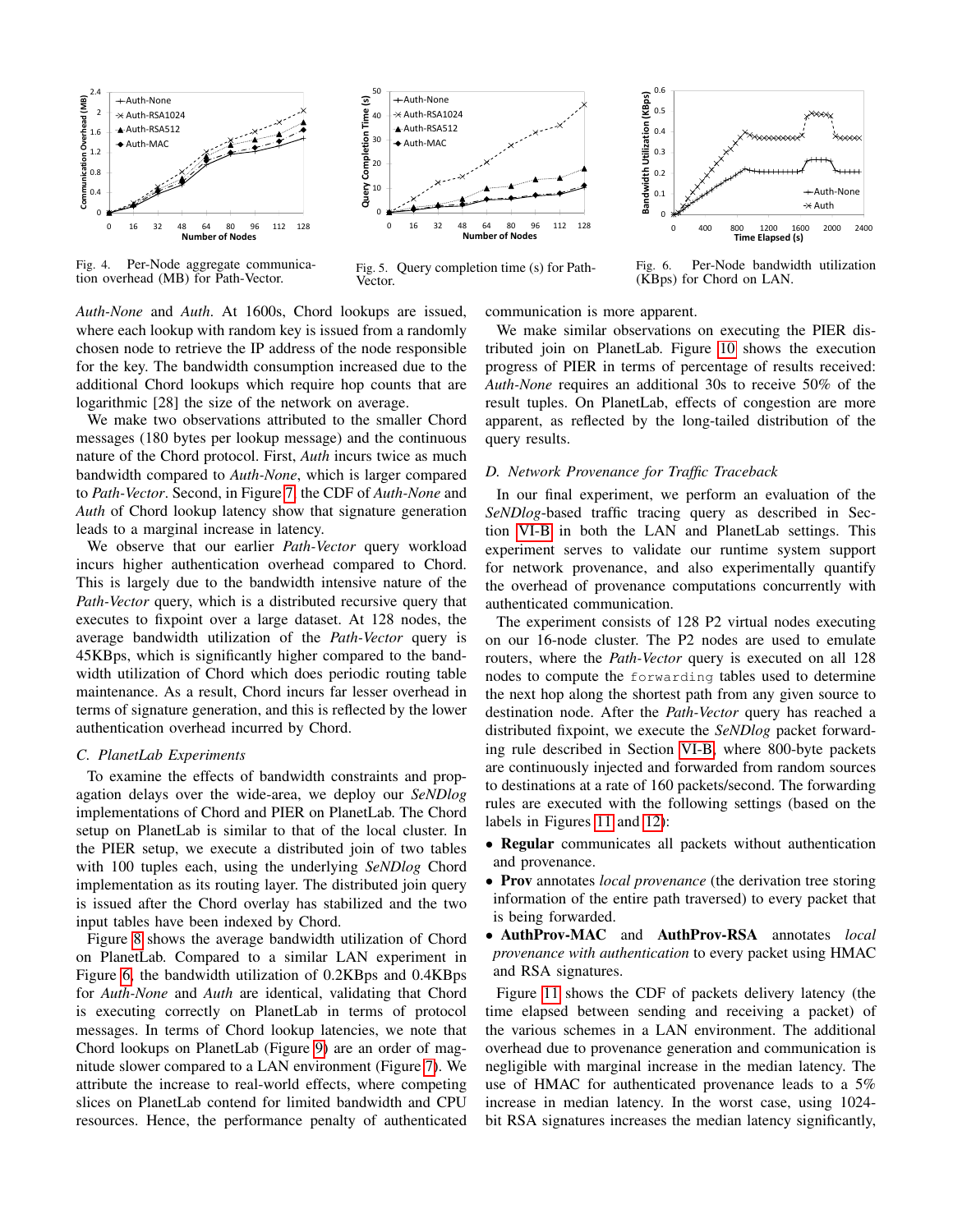Fig. 4. Per-Node aggregate communication overhead (MB) for Path-Vector.

Fig. 5. Query completion time (s) for Path-Vector.

Fig. 6. Per-Node bandwidth utilization (KBps) for Chord on LAN.

*Auth-None* and *Auth*. At 1600s, Chord lookups are issued, where each lookup with random key is issued from a randomly chosen node to retrieve the IP address of the node responsible for the key. The bandwidth consumption increased due to the additional Chord lookups which require hop counts that are logarithmic [28] the size of the network on average.

We make two observations attributed to the smaller Chord messages (180 bytes per lookup message) and the continuous nature of the Chord protocol. First, *Auth* incurs twice as much bandwidth compared to *Auth-None*, which is larger compared to *Path-Vector*. Second, in Figure 7, the CDF of *Auth-None* and *Auth* of Chord lookup latency show that signature generation leads to a marginal increase in latency.

We observe that our earlier *Path-Vector* query workload incurs higher authentication overhead compared to Chord. This is largely due to the bandwidth intensive nature of the *Path-Vector* query, which is a distributed recursive query that executes to fixpoint over a large dataset. At 128 nodes, the average bandwidth utilization of the *Path-Vector* query is 45KBps, which is significantly higher compared to the bandwidth utilization of Chord which does periodic routing table maintenance. As a result, Chord incurs far lesser overhead in terms of signature generation, and this is reflected by the lower authentication overhead incurred by Chord.

### C. PlanetLab Experiments

To examine the effects of bandwidth constraints and propagation delays over the wide-area, we deploy our *SeNDlog* implementations of Chord and PIER on PlanetLab. The Chord setup on PlanetLab is similar to that of the local cluster. In the PIER setup, we execute a distributed join of two tables with 100 tuples each, using the underlying *SeNDlog* Chord implementation as its routing layer. The distributed join query is issued after the Chord overlay has stabilized and the two input tables have been indexed by Chord.

Figure 8 shows the average bandwidth utilization of Chord on PlanetLab. Compared to a similar LAN experiment in Figure 6, the bandwidth utilization of 0.2KBps and 0.4KBps for *Auth-None* and *Auth* are identical, validating that Chord is executing correctly on PlanetLab in terms of protocol messages. In terms of Chord lookup latencies, we note that Chord lookups on PlanetLab (Figure 9) are an order of magnitude slower compared to a LAN environment (Figure 7). We attribute the increase to real-world effects, where competing slices on PlanetLab contend for limited bandwidth and CPU resources. Hence, the performance penalty of authenticated communication is more apparent.

We make similar observations on executing the PIER distributed join on PlanetLab. Figure 10 shows the execution progress of PIER in terms of percentage of results received: *Auth-None* requires an additional 30s to receive 50% of the result tuples. On PlanetLab, effects of congestion are more apparent, as reflected by the long-tailed distribution of the query results.

### D. Network Provenance for Traffic Traceback

In our final experiment, we perform an evaluation of the *SeNDlog*-based traffic tracing query as described in Section VI-B in both the LAN and PlanetLab settings. This experiment serves to validate our runtime system support for network provenance, and also experimentally quantify the overhead of provenance computations concurrently with authenticated communication.

The experiment consists of 128 P2 virtual nodes executing on our 16-node cluster. The P2 nodes are used to emulate routers, where the *Path-Vector* query is executed on all 128 nodes to compute the `forwarding` tables used to determine the next hop along the shortest path from any given source to destination node. After the *Path-Vector* query has reached a distributed fixpoint, we execute the *SeNDlog* packet forwarding rule described in Section VI-B, where 800-byte packets are continuously injected and forwarded from random sources to destinations at a rate of 160 packets/second. The forwarding rules are executed with the following settings (based on the labels in Figures 11 and 12):

- **Regular** communicates all packets without authentication and provenance.
- **Prov** annotates *local provenance* (the derivation tree storing information of the entire path traversed) to every packet that is being forwarded.
- **AuthProv-MAC** and **AuthProv-RSA** annotates *local provenance with authentication* to every packet using HMAC and RSA signatures.

Figure 11 shows the CDF of packets delivery latency (the time elapsed between sending and receiving a packet) of the various schemes in a LAN environment. The additional overhead due to provenance generation and communication is negligible with marginal increase in the median latency. The use of HMAC for authenticated provenance leads to a 5% increase in median latency. In the worst case, using 1024-bit RSA signatures increases the median latency significantly,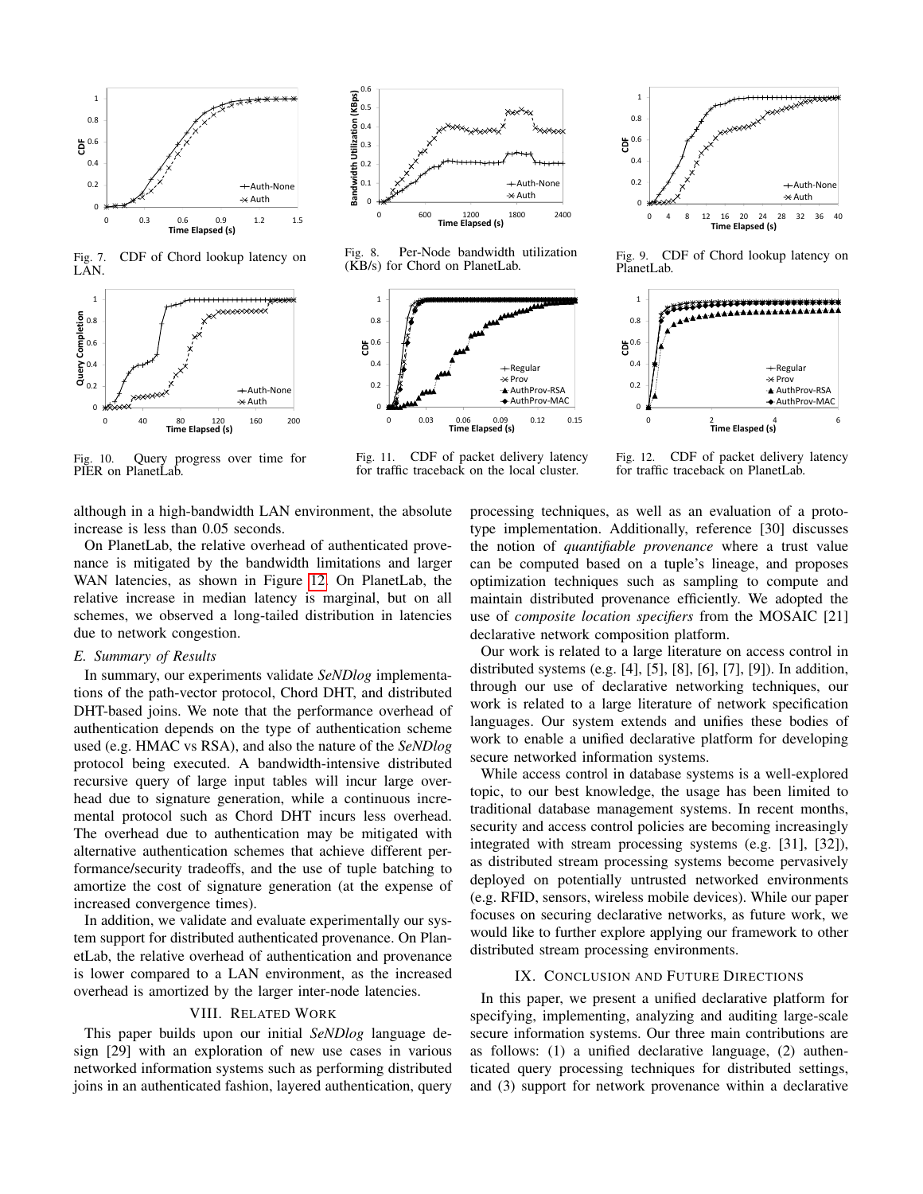Fig. 7. CDF of Chord lookup latency on LAN.

Fig. 8. Per-Node bandwidth utilization (KB/s) for Chord on PlanetLab.

Fig. 9. CDF of Chord lookup latency on PlanetLab.

Fig. 10. Query progress over time for PIER on PlanetLab.

Fig. 11. CDF of packet delivery latency for traffic traceback on the local cluster.

Fig. 12. CDF of packet delivery latency for traffic traceback on PlanetLab.

although in a high-bandwidth LAN environment, the absolute increase is less than 0.05 seconds.

On PlanetLab, the relative overhead of authenticated provenance is mitigated by the bandwidth limitations and larger WAN latencies, as shown in Figure 12. On PlanetLab, the relative increase in median latency is marginal, but on all schemes, we observed a long-tailed distribution in latencies due to network congestion.

### E. Summary of Results

In summary, our experiments validate *SeNDlog* implementations of the path-vector protocol, Chord DHT, and distributed DHT-based joins. We note that the performance overhead of authentication depends on the type of authentication scheme used (e.g. HMAC vs RSA), and also the nature of the *SeNDlog* protocol being executed. A bandwidth-intensive distributed recursive query of large input tables will incur large overhead due to signature generation, while a continuous incremental protocol such as Chord DHT incurs less overhead. The overhead due to authentication may be mitigated with alternative authentication schemes that achieve different performance/security tradeoffs, and the use of tuple batching to amortize the cost of signature generation (at the expense of increased convergence times).

In addition, we validate and evaluate experimentally our system support for distributed authenticated provenance. On PlanetLab, the relative overhead of authentication and provenance is lower compared to a LAN environment, as the increased overhead is amortized by the larger inter-node latencies.

## VIII. Related Work

This paper builds upon our initial *SeNDlog* language design [29] with an exploration of new use cases in various networked information systems such as performing distributed joins in an authenticated fashion, layered authentication, query processing techniques, as well as an evaluation of a prototype implementation. Additionally, reference [30] discusses the notion of *quantifiable provenance* where a trust value can be computed based on a tuple's lineage, and proposes optimization techniques such as sampling to compute and maintain distributed provenance efficiently. We adopted the use of *composite location specifiers* from the MOSAIC [21] declarative network composition platform.

Our work is related to a large literature on access control in distributed systems (e.g. [4], [5], [8], [6], [7], [9]). In addition, through our use of declarative networking techniques, our work is related to a large literature of network specification languages. Our system extends and unifies these bodies of work to enable a unified declarative platform for developing secure networked information systems.

While access control in database systems is a well-explored topic, to our best knowledge, the usage has been limited to traditional database management systems. In recent months, security and access control policies are becoming increasingly integrated with stream processing systems (e.g. [31], [32]), as distributed stream processing systems become pervasively deployed on potentially untrusted networked environments (e.g. RFID, sensors, wireless mobile devices). While our paper focuses on securing declarative networks, as future work, we would like to further explore applying our framework to other distributed stream processing environments.

## IX. Conclusion and Future Directions

In this paper, we present a unified declarative platform for specifying, implementing, analyzing and auditing large-scale secure information systems. Our three main contributions are as follows: (1) a unified declarative language, (2) authenticated query processing techniques for distributed settings, and (3) support for network provenance within a declarative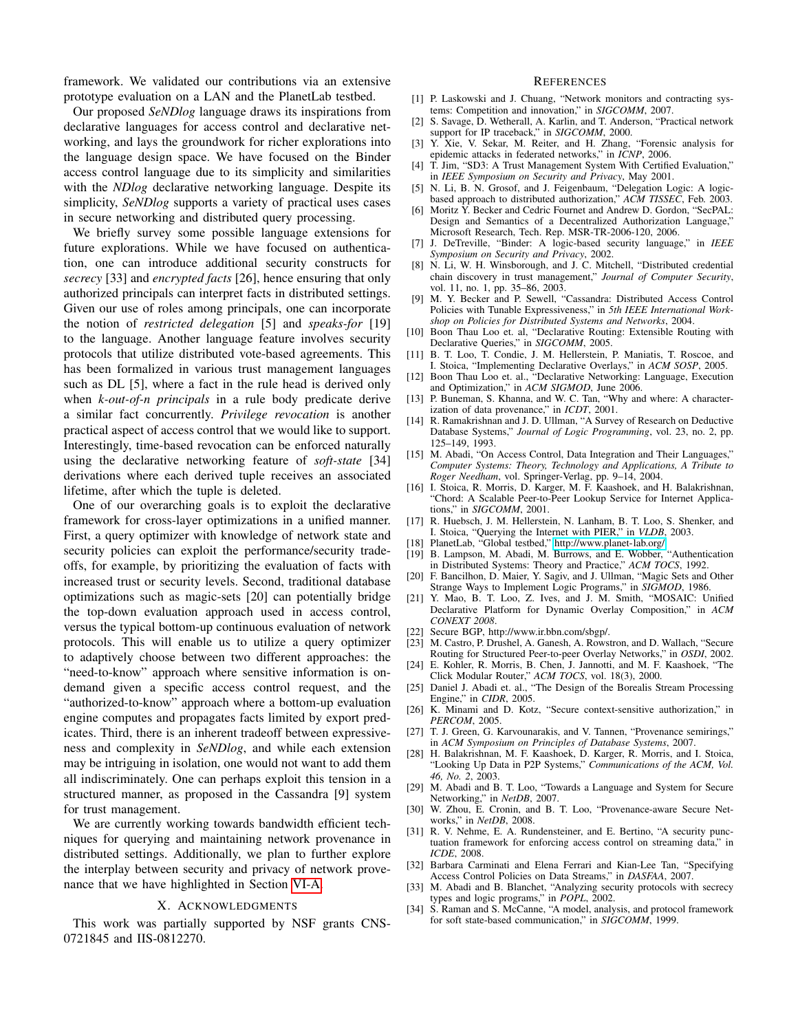framework. We validated our contributions via an extensive prototype evaluation on a LAN and the PlanetLab testbed.

Our proposed *SeNDlog* language draws its inspirations from declarative languages for access control and declarative networking, and lays the groundwork for richer explorations into the language design space. We have focused on the Binder access control language due to its simplicity and similarities with the *NDlog* declarative networking language. Despite its simplicity, *SeNDlog* supports a variety of practical uses cases in secure networking and distributed query processing.

We briefly survey some possible language extensions for future explorations. While we have focused on authentication, one can introduce additional security constructs for *secrecy* [33] and *encrypted facts* [26], hence ensuring that only authorized principals can interpret facts in distributed settings. Given our use of roles among principals, one can incorporate the notion of *restricted delegation* [5] and *speaks-for* [19] to the language. Another language feature involves security protocols that utilize distributed vote-based agreements. This has been formalized in various trust management languages such as DL [5], where a fact in the rule head is derived only when *k-out-of-n principals* in a rule body predicate derive a similar fact concurrently. *Privilege revocation* is another practical aspect of access control that we would like to support. Interestingly, time-based revocation can be enforced naturally using the declarative networking feature of *soft-state* [34] derivations where each derived tuple receives an associated lifetime, after which the tuple is deleted.

One of our overarching goals is to exploit the declarative framework for cross-layer optimizations in a unified manner. First, a query optimizer with knowledge of network state and security policies can exploit the performance/security tradeoffs, for example, by prioritizing the evaluation of facts with increased trust or security levels. Second, traditional database optimizations such as magic-sets [20] can potentially bridge the top-down evaluation approach used in access control, versus the typical bottom-up continuous evaluation of network protocols. This will enable us to utilize a query optimizer to adaptively choose between two different approaches: the "need-to-know" approach where sensitive information is on-demand given a specific access control request, and the "authorized-to-know" approach where a bottom-up evaluation engine computes and propagates facts limited by export predicates. Third, there is an inherent tradeoff between expressiveness and complexity in *SeNDlog*, and while each extension may be intriguing in isolation, one would not want to add them all indiscriminately. One can perhaps exploit this tension in a structured manner, as proposed in the Cassandra [9] system for trust management.

We are currently working towards bandwidth efficient techniques for querying and maintaining network provenance in distributed settings. Additionally, we plan to further explore the interplay between security and privacy of network provenance that we have highlighted in Section VI-A.

## X. Acknowledgments

This work was partially supported by NSF grants CNS-0721845 and IIS-0812270.

## References

[1] P. Laskowski and J. Chuang, "Network monitors and contracting systems: Competition and innovation," in *SIGCOMM*, 2007.

[2] S. Savage, D. Wetherall, A. Karlin, and T. Anderson, "Practical network support for IP traceback," in *SIGCOMM*, 2000.

[3] Y. Xie, V. Sekar, M. Reiter, and H. Zhang, "Forensic analysis for epidemic attacks in federated networks," in *ICNP*, 2006.

[4] T. Jim, "SD3: A Trust Management System With Certified Evaluation," in *IEEE Symposium on Security and Privacy*, May 2001.

[5] N. Li, B. N. Grosof, and J. Feigenbaum, "Delegation Logic: A logic-based approach to distributed authorization," *ACM TISSEC*, Feb. 2003.

[6] Moritz Y. Becker and Cedric Fournet and Andrew D. Gordon, "SecPAL: Design and Semantics of a Decentralized Authorization Language," Microsoft Research, Tech. Rep. MSR-TR-2006-120, 2006.

[7] J. DeTreville, "Binder: A logic-based security language," in *IEEE Symposium on Security and Privacy*, 2002.

[8] N. Li, W. H. Winsborough, and J. C. Mitchell, "Distributed credential chain discovery in trust management," *Journal of Computer Security*, vol. 11, no. 1, pp. 35–86, 2003.

[9] M. Y. Becker and P. Sewell, "Cassandra: Distributed Access Control Policies with Tunable Expressiveness," in *5th IEEE International Workshop on Policies for Distributed Systems and Networks*, 2004.

[10] Boon Thau Loo et. al, "Declarative Routing: Extensible Routing with Declarative Queries," in *SIGCOMM*, 2005.

[11] B. T. Loo, T. Condie, J. M. Hellerstein, P. Maniatis, T. Roscoe, and I. Stoica, "Implementing Declarative Overlays," in *ACM SOSP*, 2005.

[12] Boon Thau Loo et. al., "Declarative Networking: Language, Execution and Optimization," in *ACM SIGMOD*, June 2006.

[13] P. Buneman, S. Khanna, and W. C. Tan, "Why and where: A characterization of data provenance," in *ICDT*, 2001.

[14] R. Ramakrishnan and J. D. Ullman, "A Survey of Research on Deductive Database Systems," *Journal of Logic Programming*, vol. 23, no. 2, pp. 125–149, 1993.

[15] M. Abadi, "On Access Control, Data Integration and Their Languages," *Computer Systems: Theory, Technology and Applications, A Tribute to Roger Needham*, vol. Springer-Verlag, pp. 9–14, 2004.

[16] I. Stoica, R. Morris, D. Karger, M. F. Kaashoek, and H. Balakrishnan, "Chord: A Scalable Peer-to-Peer Lookup Service for Internet Applications," in *SIGCOMM*, 2001.

[17] R. Huebsch, J. M. Hellerstein, N. Lanham, B. T. Loo, S. Shenker, and I. Stoica, "Querying the Internet with PIER," in *VLDB*, 2003.

[18] PlanetLab, "Global testbed," http://www.planet-lab.org/.

[19] B. Lampson, M. Abadi, M. Burrows, and E. Wobber, "Authentication in Distributed Systems: Theory and Practice," *ACM TOCS*, 1992.

[20] F. Bancilhon, D. Maier, Y. Sagiv, and J. Ullman, "Magic Sets and Other Strange Ways to Implement Logic Programs," in *SIGMOD*, 1986.

[21] Y. Mao, B. T. Loo, Z. Ives, and J. M. Smith, "MOSAIC: Unified Declarative Platform for Dynamic Overlay Composition," in *ACM CONEXT 2008*.

[22] Secure BGP, http://www.ir.bbn.com/sbgp/.

[23] M. Castro, P. Drushel, A. Ganesh, A. Rowstron, and D. Wallach, "Secure Routing for Structured Peer-to-peer Overlay Networks," in *OSDI*, 2002.

[24] E. Kohler, R. Morris, B. Chen, J. Jannotti, and M. F. Kaashoek, "The Click Modular Router," *ACM TOCS*, vol. 18(3), 2000.

[25] Daniel J. Abadi et. al., "The Design of the Borealis Stream Processing Engine," in *CIDR*, 2005.

[26] K. Minami and D. Kotz, "Secure context-sensitive authorization," in *PERCOM*, 2005.

[27] T. J. Green, G. Karvounarakis, and V. Tannen, "Provenance semirings," in *ACM Symposium on Principles of Database Systems*, 2007.

[28] H. Balakrishnan, M. F. Kaashoek, D. Karger, R. Morris, and I. Stoica, "Looking Up Data in P2P Systems," *Communications of the ACM, Vol. 46, No. 2*, 2003.

[29] M. Abadi and B. T. Loo, "Towards a Language and System for Secure Networking," in *NetDB*, 2007.

[30] W. Zhou, E. Cronin, and B. T. Loo, "Provenance-aware Secure Networks," in *NetDB*, 2008.

[31] R. V. Nehme, E. A. Rundensteiner, and E. Bertino, "A security punctuation framework for enforcing access control on streaming data," in *ICDE*, 2008.

[32] Barbara Carminati and Elena Ferrari and Kian-Lee Tan, "Specifying Access Control Policies on Data Streams," in *DASFAA*, 2007.

[33] M. Abadi and B. Blanchet, "Analyzing security protocols with secrecy types and logic programs," in *POPL*, 2002.

[34] S. Raman and S. McCanne, "A model, analysis, and protocol framework for soft state-based communication," in *SIGCOMM*, 1999.